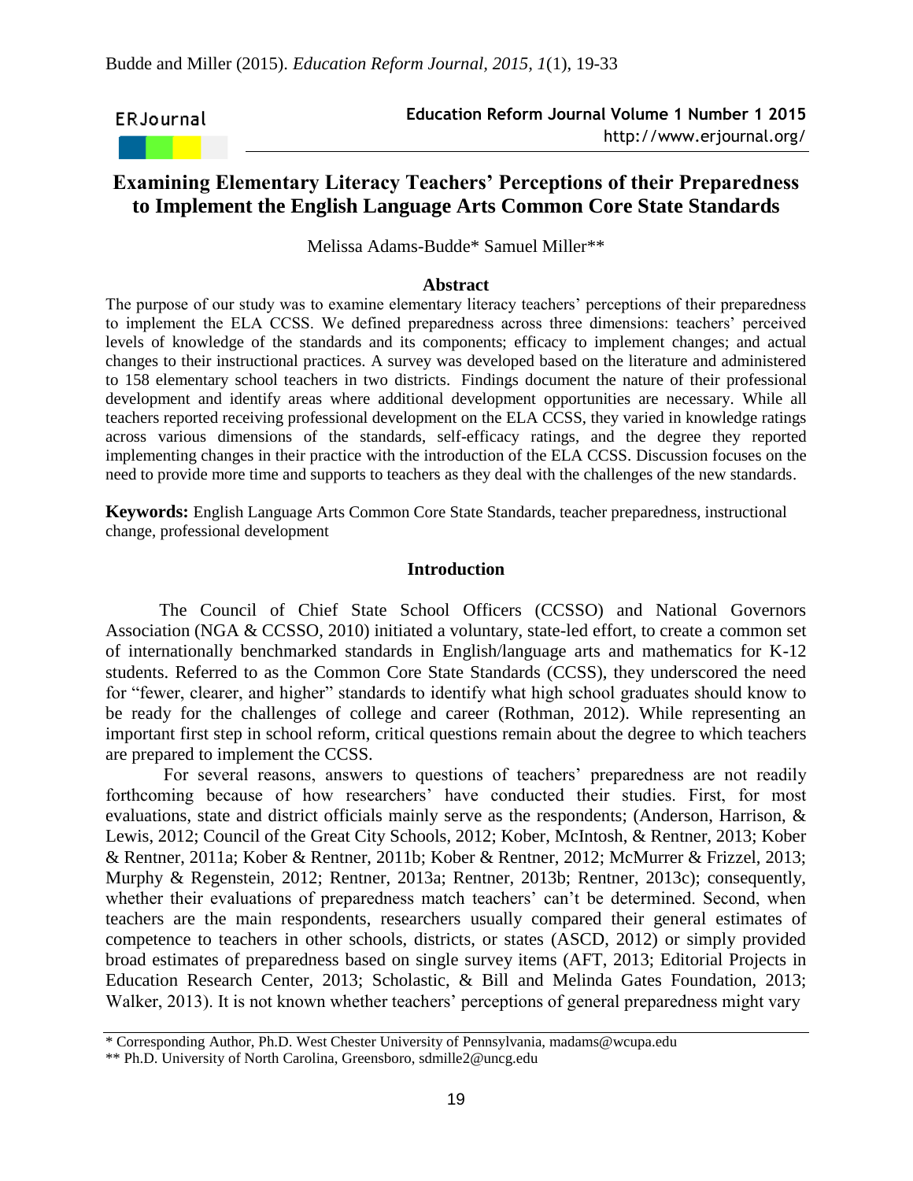# Examining Elementary Literacy Teachers' Perceptions of their Preparedness to Implement the English Language Arts Common Core State Standards

Melissa Adams-Budde* Samuel Miller**

## Abstract

The purpose of our study was to examine elementary literacy teachers' perceptions of their preparedness to implement the ELA CCSS. We defined preparedness across three dimensions: teachers' perceived levels of knowledge of the standards and its components; efficacy to implement changes; and actual changes to their instructional practices. A survey was developed based on the literature and administered to 158 elementary school teachers in two districts. Findings document the nature of their professional development and identify areas where additional development opportunities are necessary. While all teachers reported receiving professional development on the ELA CCSS, they varied in knowledge ratings across various dimensions of the standards, self-efficacy ratings, and the degree they reported implementing changes in their practice with the introduction of the ELA CCSS. Discussion focuses on the need to provide more time and supports to teachers as they deal with the challenges of the new standards.

**Keywords:** English Language Arts Common Core State Standards, teacher preparedness, instructional change, professional development

## Introduction

The Council of Chief State School Officers (CCSSO) and National Governors Association (NGA & CCSSO, 2010) initiated a voluntary, state-led effort, to create a common set of internationally benchmarked standards in English/language arts and mathematics for K-12 students. Referred to as the Common Core State Standards (CCSS), they underscored the need for "fewer, clearer, and higher" standards to identify what high school graduates should know to be ready for the challenges of college and career (Rothman, 2012). While representing an important first step in school reform, critical questions remain about the degree to which teachers are prepared to implement the CCSS.

For several reasons, answers to questions of teachers' preparedness are not readily forthcoming because of how researchers' have conducted their studies. First, for most evaluations, state and district officials mainly serve as the respondents; (Anderson, Harrison, & Lewis, 2012; Council of the Great City Schools, 2012; Kober, McIntosh, & Rentner, 2013; Kober & Rentner, 2011a; Kober & Rentner, 2011b; Kober & Rentner, 2012; McMurrer & Frizzel, 2013; Murphy & Regenstein, 2012; Rentner, 2013a; Rentner, 2013b; Rentner, 2013c); consequently, whether their evaluations of preparedness match teachers' can't be determined. Second, when teachers are the main respondents, researchers usually compared their general estimates of competence to teachers in other schools, districts, or states (ASCD, 2012) or simply provided broad estimates of preparedness based on single survey items (AFT, 2013; Editorial Projects in Education Research Center, 2013; Scholastic, & Bill and Melinda Gates Foundation, 2013; Walker, 2013). It is not known whether teachers' perceptions of general preparedness might vary

\* Corresponding Author, Ph.D. West Chester University of Pennsylvania, madams@wcupa.edu

\*\* Ph.D. University of North Carolina, Greensboro, sdmille2@uncg.edu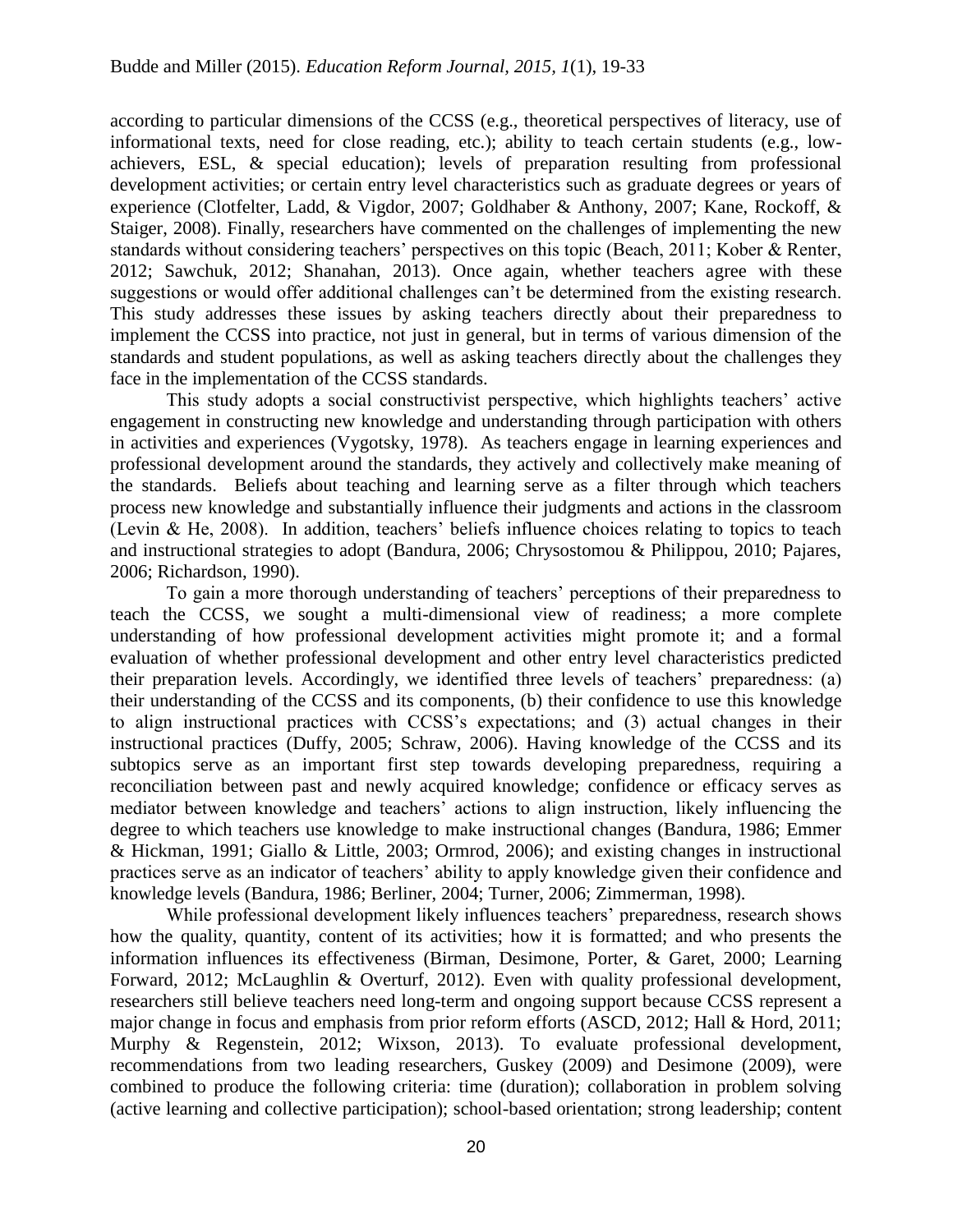according to particular dimensions of the CCSS (e.g., theoretical perspectives of literacy, use of informational texts, need for close reading, etc.); ability to teach certain students (e.g., low-achievers, ESL, & special education); levels of preparation resulting from professional development activities; or certain entry level characteristics such as graduate degrees or years of experience (Clotfelter, Ladd, & Vigdor, 2007; Goldhaber & Anthony, 2007; Kane, Rockoff, & Staiger, 2008). Finally, researchers have commented on the challenges of implementing the new standards without considering teachers' perspectives on this topic (Beach, 2011; Kober & Renter, 2012; Sawchuk, 2012; Shanahan, 2013). Once again, whether teachers agree with these suggestions or would offer additional challenges can't be determined from the existing research. This study addresses these issues by asking teachers directly about their preparedness to implement the CCSS into practice, not just in general, but in terms of various dimension of the standards and student populations, as well as asking teachers directly about the challenges they face in the implementation of the CCSS standards.

This study adopts a social constructivist perspective, which highlights teachers' active engagement in constructing new knowledge and understanding through participation with others in activities and experiences (Vygotsky, 1978). As teachers engage in learning experiences and professional development around the standards, they actively and collectively make meaning of the standards. Beliefs about teaching and learning serve as a filter through which teachers process new knowledge and substantially influence their judgments and actions in the classroom (Levin & He, 2008). In addition, teachers' beliefs influence choices relating to topics to teach and instructional strategies to adopt (Bandura, 2006; Chrysostomou & Philippou, 2010; Pajares, 2006; Richardson, 1990).

To gain a more thorough understanding of teachers' perceptions of their preparedness to teach the CCSS, we sought a multi-dimensional view of readiness; a more complete understanding of how professional development activities might promote it; and a formal evaluation of whether professional development and other entry level characteristics predicted their preparation levels. Accordingly, we identified three levels of teachers' preparedness: (a) their understanding of the CCSS and its components, (b) their confidence to use this knowledge to align instructional practices with CCSS's expectations; and (3) actual changes in their instructional practices (Duffy, 2005; Schraw, 2006). Having knowledge of the CCSS and its subtopics serve as an important first step towards developing preparedness, requiring a reconciliation between past and newly acquired knowledge; confidence or efficacy serves as mediator between knowledge and teachers' actions to align instruction, likely influencing the degree to which teachers use knowledge to make instructional changes (Bandura, 1986; Emmer & Hickman, 1991; Giallo & Little, 2003; Ormrod, 2006); and existing changes in instructional practices serve as an indicator of teachers' ability to apply knowledge given their confidence and knowledge levels (Bandura, 1986; Berliner, 2004; Turner, 2006; Zimmerman, 1998).

While professional development likely influences teachers' preparedness, research shows how the quality, quantity, content of its activities; how it is formatted; and who presents the information influences its effectiveness (Birman, Desimone, Porter, & Garet, 2000; Learning Forward, 2012; McLaughlin & Overturf, 2012). Even with quality professional development, researchers still believe teachers need long-term and ongoing support because CCSS represent a major change in focus and emphasis from prior reform efforts (ASCD, 2012; Hall & Hord, 2011; Murphy & Regenstein, 2012; Wixson, 2013). To evaluate professional development, recommendations from two leading researchers, Guskey (2009) and Desimone (2009), were combined to produce the following criteria: time (duration); collaboration in problem solving (active learning and collective participation); school-based orientation; strong leadership; content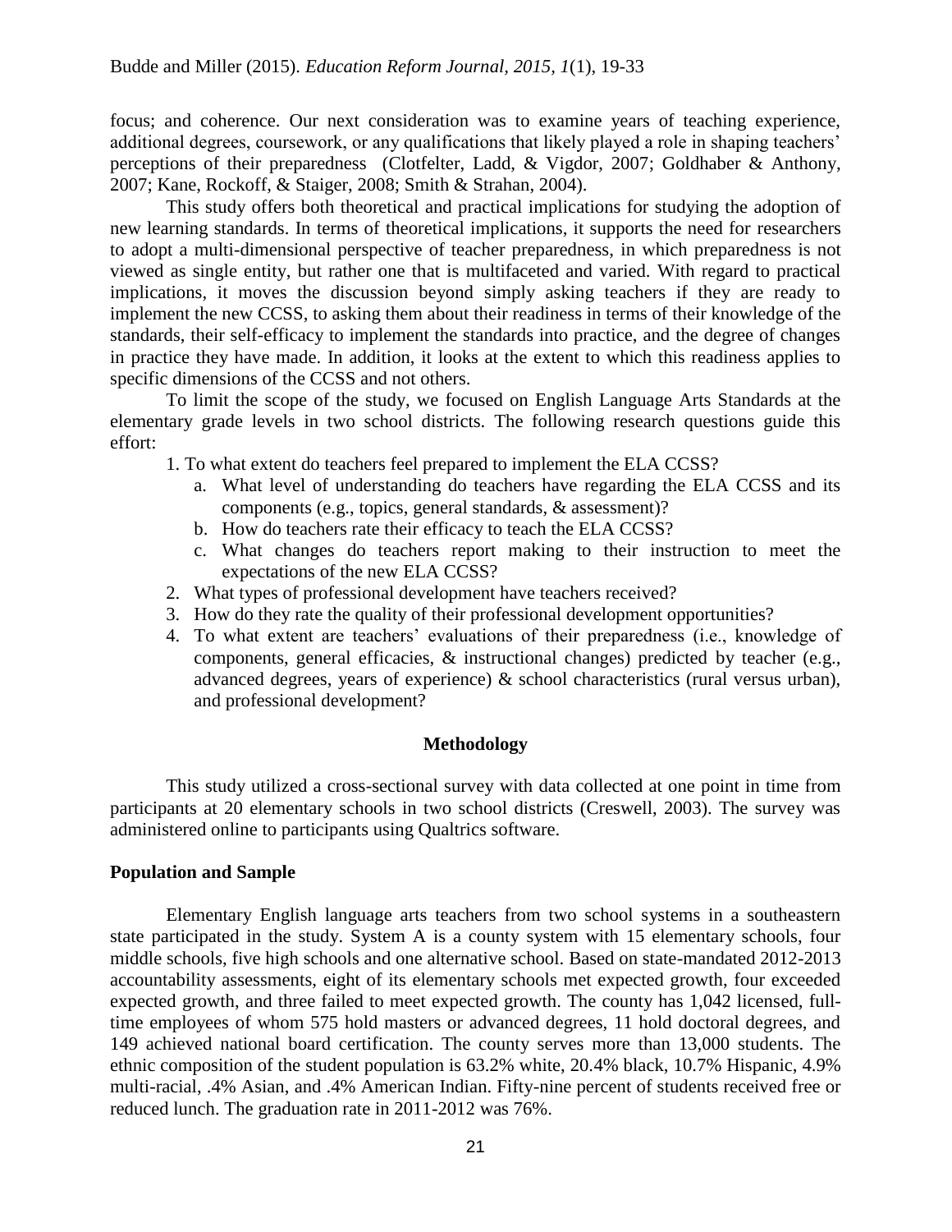focus; and coherence. Our next consideration was to examine years of teaching experience, additional degrees, coursework, or any qualifications that likely played a role in shaping teachers' perceptions of their preparedness (Clotfelter, Ladd, & Vigdor, 2007; Goldhaber & Anthony, 2007; Kane, Rockoff, & Staiger, 2008; Smith & Strahan, 2004).

This study offers both theoretical and practical implications for studying the adoption of new learning standards. In terms of theoretical implications, it supports the need for researchers to adopt a multi-dimensional perspective of teacher preparedness, in which preparedness is not viewed as single entity, but rather one that is multifaceted and varied. With regard to practical implications, it moves the discussion beyond simply asking teachers if they are ready to implement the new CCSS, to asking them about their readiness in terms of their knowledge of the standards, their self-efficacy to implement the standards into practice, and the degree of changes in practice they have made. In addition, it looks at the extent to which this readiness applies to specific dimensions of the CCSS and not others.

To limit the scope of the study, we focused on English Language Arts Standards at the elementary grade levels in two school districts. The following research questions guide this effort:

1. To what extent do teachers feel prepared to implement the ELA CCSS?
   a. What level of understanding do teachers have regarding the ELA CCSS and its components (e.g., topics, general standards, & assessment)?
   b. How do teachers rate their efficacy to teach the ELA CCSS?
   c. What changes do teachers report making to their instruction to meet the expectations of the new ELA CCSS?
2. What types of professional development have teachers received?
3. How do they rate the quality of their professional development opportunities?
4. To what extent are teachers' evaluations of their preparedness (i.e., knowledge of components, general efficacies, & instructional changes) predicted by teacher (e.g., advanced degrees, years of experience) & school characteristics (rural versus urban), and professional development?

## Methodology

This study utilized a cross-sectional survey with data collected at one point in time from participants at 20 elementary schools in two school districts (Creswell, 2003). The survey was administered online to participants using Qualtrics software.

### Population and Sample

Elementary English language arts teachers from two school systems in a southeastern state participated in the study. System A is a county system with 15 elementary schools, four middle schools, five high schools and one alternative school. Based on state-mandated 2012-2013 accountability assessments, eight of its elementary schools met expected growth, four exceeded expected growth, and three failed to meet expected growth. The county has 1,042 licensed, full-time employees of whom 575 hold masters or advanced degrees, 11 hold doctoral degrees, and 149 achieved national board certification. The county serves more than 13,000 students. The ethnic composition of the student population is 63.2% white, 20.4% black, 10.7% Hispanic, 4.9% multi-racial, .4% Asian, and .4% American Indian. Fifty-nine percent of students received free or reduced lunch. The graduation rate in 2011-2012 was 76%.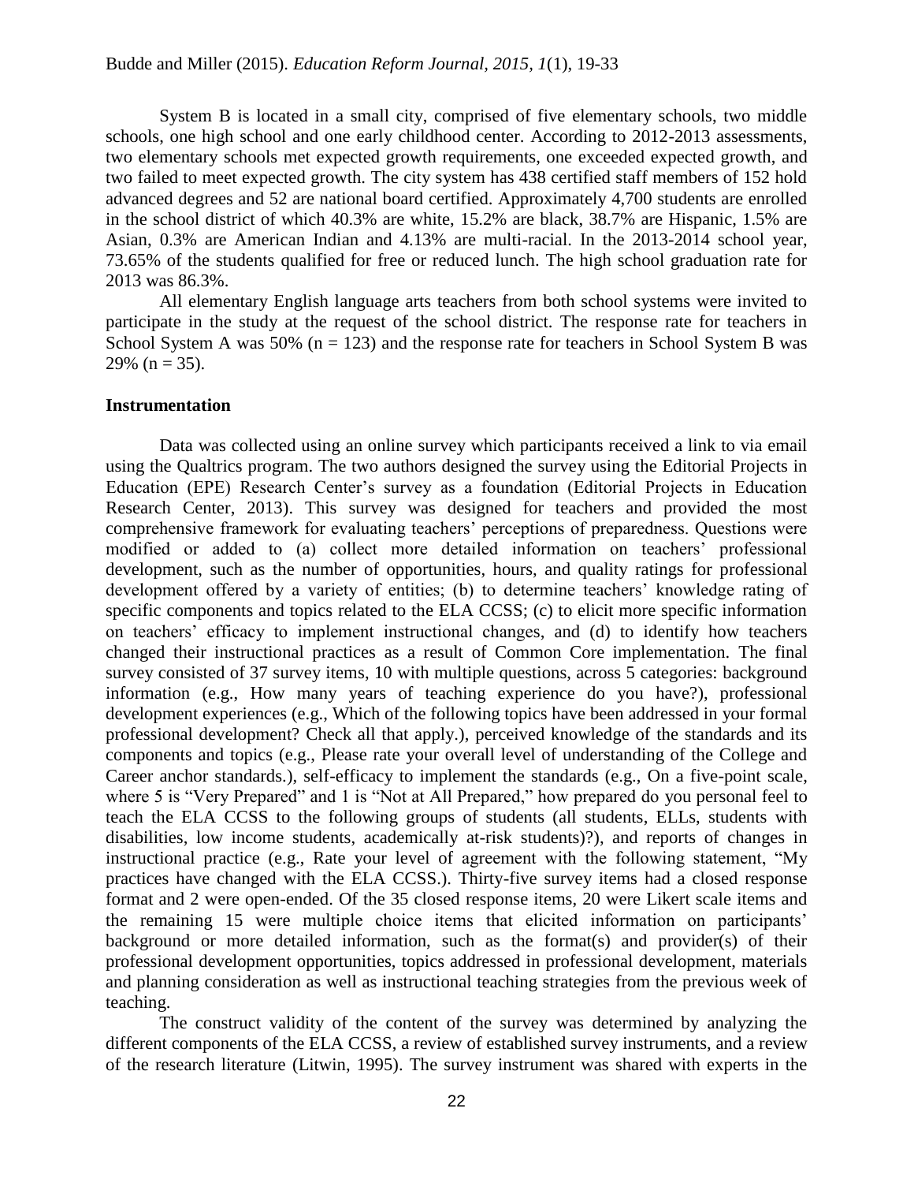System B is located in a small city, comprised of five elementary schools, two middle schools, one high school and one early childhood center. According to 2012-2013 assessments, two elementary schools met expected growth requirements, one exceeded expected growth, and two failed to meet expected growth. The city system has 438 certified staff members of 152 hold advanced degrees and 52 are national board certified. Approximately 4,700 students are enrolled in the school district of which 40.3% are white, 15.2% are black, 38.7% are Hispanic, 1.5% are Asian, 0.3% are American Indian and 4.13% are multi-racial. In the 2013-2014 school year, 73.65% of the students qualified for free or reduced lunch. The high school graduation rate for 2013 was 86.3%.

All elementary English language arts teachers from both school systems were invited to participate in the study at the request of the school district. The response rate for teachers in School System A was 50% (n = 123) and the response rate for teachers in School System B was 29% (n = 35).

**Instrumentation**

Data was collected using an online survey which participants received a link to via email using the Qualtrics program. The two authors designed the survey using the Editorial Projects in Education (EPE) Research Center's survey as a foundation (Editorial Projects in Education Research Center, 2013). This survey was designed for teachers and provided the most comprehensive framework for evaluating teachers' perceptions of preparedness. Questions were modified or added to (a) collect more detailed information on teachers' professional development, such as the number of opportunities, hours, and quality ratings for professional development offered by a variety of entities; (b) to determine teachers' knowledge rating of specific components and topics related to the ELA CCSS; (c) to elicit more specific information on teachers' efficacy to implement instructional changes, and (d) to identify how teachers changed their instructional practices as a result of Common Core implementation. The final survey consisted of 37 survey items, 10 with multiple questions, across 5 categories: background information (e.g., How many years of teaching experience do you have?), professional development experiences (e.g., Which of the following topics have been addressed in your formal professional development? Check all that apply.), perceived knowledge of the standards and its components and topics (e.g., Please rate your overall level of understanding of the College and Career anchor standards.), self-efficacy to implement the standards (e.g., On a five-point scale, where 5 is "Very Prepared" and 1 is "Not at All Prepared," how prepared do you personal feel to teach the ELA CCSS to the following groups of students (all students, ELLs, students with disabilities, low income students, academically at-risk students)?), and reports of changes in instructional practice (e.g., Rate your level of agreement with the following statement, "My practices have changed with the ELA CCSS.). Thirty-five survey items had a closed response format and 2 were open-ended. Of the 35 closed response items, 20 were Likert scale items and the remaining 15 were multiple choice items that elicited information on participants' background or more detailed information, such as the format(s) and provider(s) of their professional development opportunities, topics addressed in professional development, materials and planning consideration as well as instructional teaching strategies from the previous week of teaching.

The construct validity of the content of the survey was determined by analyzing the different components of the ELA CCSS, a review of established survey instruments, and a review of the research literature (Litwin, 1995). The survey instrument was shared with experts in the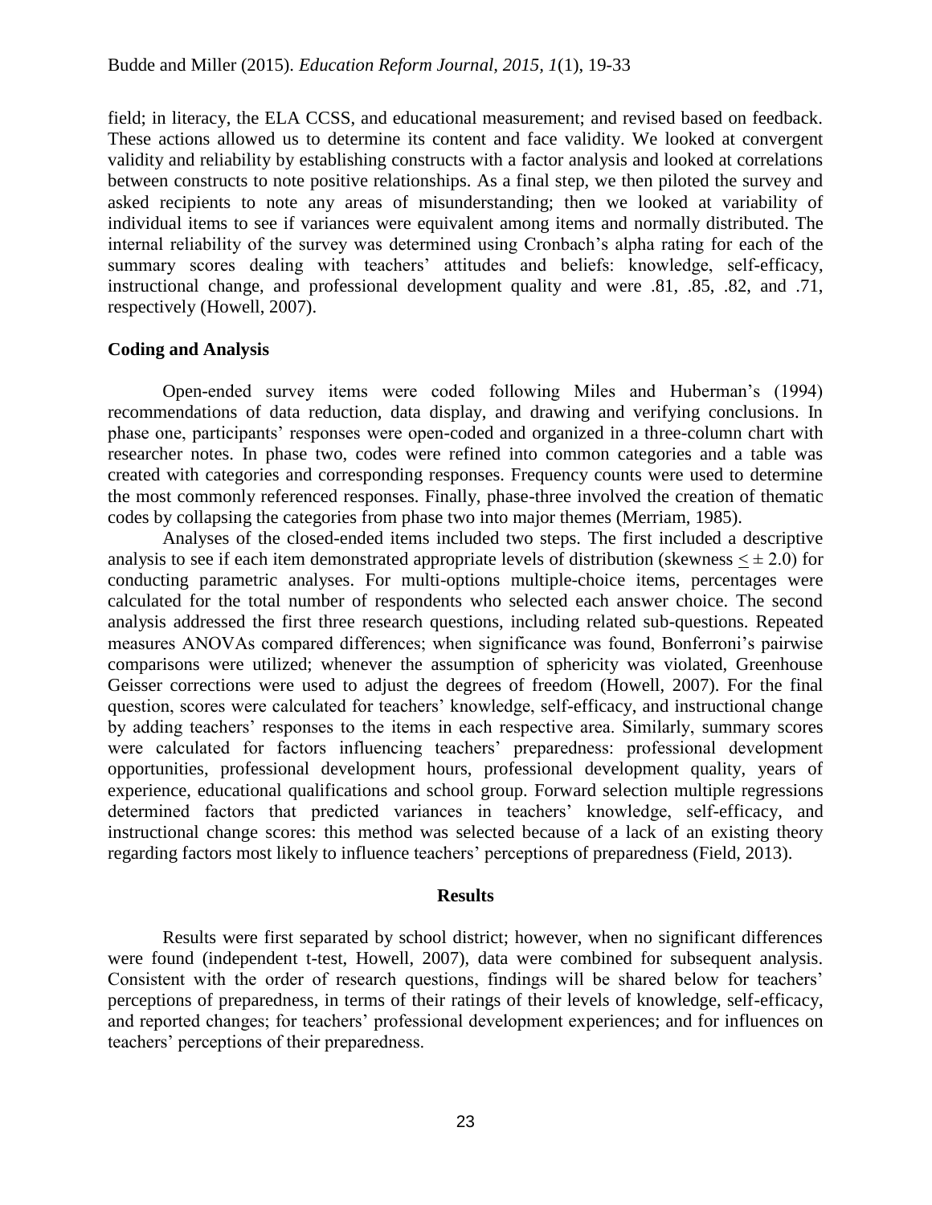field; in literacy, the ELA CCSS, and educational measurement; and revised based on feedback. These actions allowed us to determine its content and face validity. We looked at convergent validity and reliability by establishing constructs with a factor analysis and looked at correlations between constructs to note positive relationships. As a final step, we then piloted the survey and asked recipients to note any areas of misunderstanding; then we looked at variability of individual items to see if variances were equivalent among items and normally distributed. The internal reliability of the survey was determined using Cronbach's alpha rating for each of the summary scores dealing with teachers' attitudes and beliefs: knowledge, self-efficacy, instructional change, and professional development quality and were .81, .85, .82, and .71, respectively (Howell, 2007).

### Coding and Analysis

Open-ended survey items were coded following Miles and Huberman's (1994) recommendations of data reduction, data display, and drawing and verifying conclusions. In phase one, participants' responses were open-coded and organized in a three-column chart with researcher notes. In phase two, codes were refined into common categories and a table was created with categories and corresponding responses. Frequency counts were used to determine the most commonly referenced responses. Finally, phase-three involved the creation of thematic codes by collapsing the categories from phase two into major themes (Merriam, 1985).

Analyses of the closed-ended items included two steps. The first included a descriptive analysis to see if each item demonstrated appropriate levels of distribution (skewness $\leq \pm 2.0$) for conducting parametric analyses. For multi-options multiple-choice items, percentages were calculated for the total number of respondents who selected each answer choice. The second analysis addressed the first three research questions, including related sub-questions. Repeated measures ANOVAs compared differences; when significance was found, Bonferroni's pairwise comparisons were utilized; whenever the assumption of sphericity was violated, Greenhouse Geisser corrections were used to adjust the degrees of freedom (Howell, 2007). For the final question, scores were calculated for teachers' knowledge, self-efficacy, and instructional change by adding teachers' responses to the items in each respective area. Similarly, summary scores were calculated for factors influencing teachers' preparedness: professional development opportunities, professional development hours, professional development quality, years of experience, educational qualifications and school group. Forward selection multiple regressions determined factors that predicted variances in teachers' knowledge, self-efficacy, and instructional change scores: this method was selected because of a lack of an existing theory regarding factors most likely to influence teachers' perceptions of preparedness (Field, 2013).

## Results

Results were first separated by school district; however, when no significant differences were found (independent t-test, Howell, 2007), data were combined for subsequent analysis. Consistent with the order of research questions, findings will be shared below for teachers' perceptions of preparedness, in terms of their ratings of their levels of knowledge, self-efficacy, and reported changes; for teachers' professional development experiences; and for influences on teachers' perceptions of their preparedness.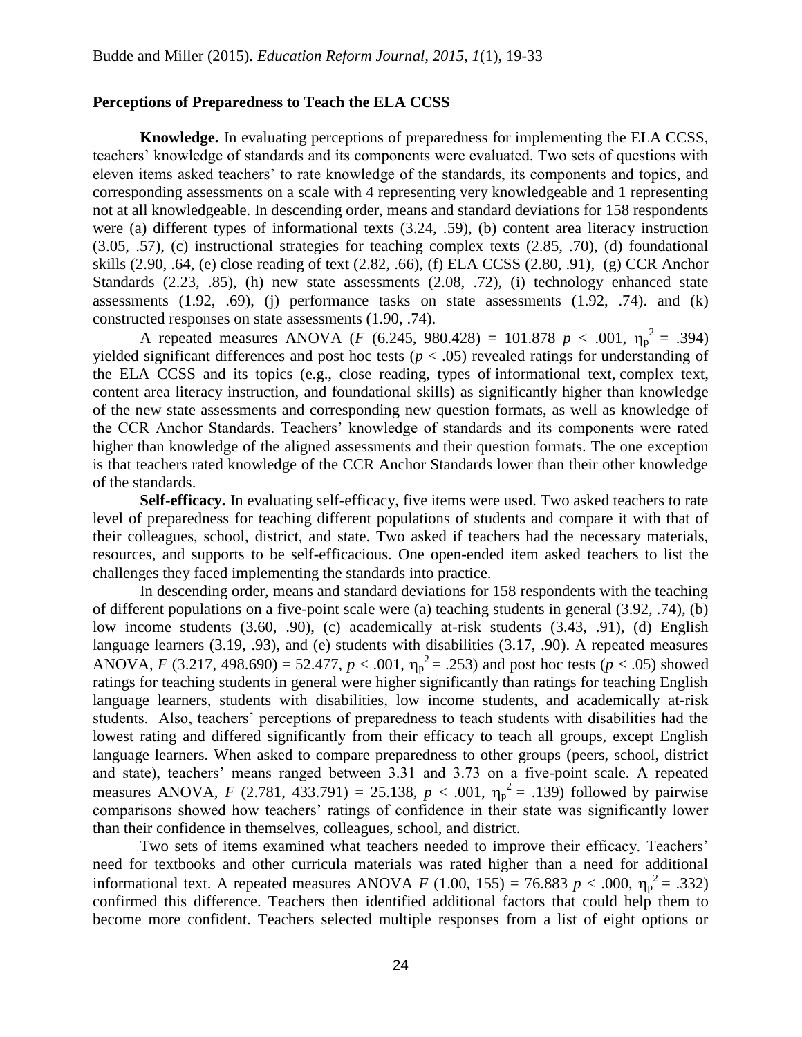### Perceptions of Preparedness to Teach the ELA CCSS

**Knowledge.** In evaluating perceptions of preparedness for implementing the ELA CCSS, teachers' knowledge of standards and its components were evaluated. Two sets of questions with eleven items asked teachers' to rate knowledge of the standards, its components and topics, and corresponding assessments on a scale with 4 representing very knowledgeable and 1 representing not at all knowledgeable. In descending order, means and standard deviations for 158 respondents were (a) different types of informational texts (3.24, .59), (b) content area literacy instruction (3.05, .57), (c) instructional strategies for teaching complex texts (2.85, .70), (d) foundational skills (2.90, .64, (e) close reading of text (2.82, .66), (f) ELA CCSS (2.80, .91), (g) CCR Anchor Standards (2.23, .85), (h) new state assessments (2.08, .72), (i) technology enhanced state assessments (1.92, .69), (j) performance tasks on state assessments (1.92, .74). and (k) constructed responses on state assessments (1.90, .74).

A repeated measures ANOVA ($F$ (6.245, 980.428) = 101.878 $p$ < .001, $\eta_p^2$ = .394) yielded significant differences and post hoc tests ($p$ < .05) revealed ratings for understanding of the ELA CCSS and its topics (e.g., close reading, types of informational text, complex text, content area literacy instruction, and foundational skills) as significantly higher than knowledge of the new state assessments and corresponding new question formats, as well as knowledge of the CCR Anchor Standards. Teachers' knowledge of standards and its components were rated higher than knowledge of the aligned assessments and their question formats. The one exception is that teachers rated knowledge of the CCR Anchor Standards lower than their other knowledge of the standards.

**Self-efficacy.** In evaluating self-efficacy, five items were used. Two asked teachers to rate level of preparedness for teaching different populations of students and compare it with that of their colleagues, school, district, and state. Two asked if teachers had the necessary materials, resources, and supports to be self-efficacious. One open-ended item asked teachers to list the challenges they faced implementing the standards into practice.

In descending order, means and standard deviations for 158 respondents with the teaching of different populations on a five-point scale were (a) teaching students in general (3.92, .74), (b) low income students (3.60, .90), (c) academically at-risk students (3.43, .91), (d) English language learners (3.19, .93), and (e) students with disabilities (3.17, .90). A repeated measures ANOVA, $F$ (3.217, 498.690) = 52.477, $p$ < .001, $\eta_p^2$ = .253) and post hoc tests ($p$ < .05) showed ratings for teaching students in general were higher significantly than ratings for teaching English language learners, students with disabilities, low income students, and academically at-risk students. Also, teachers' perceptions of preparedness to teach students with disabilities had the lowest rating and differed significantly from their efficacy to teach all groups, except English language learners. When asked to compare preparedness to other groups (peers, school, district and state), teachers' means ranged between 3.31 and 3.73 on a five-point scale. A repeated measures ANOVA, $F$ (2.781, 433.791) = 25.138, $p$ < .001, $\eta_p^2$ = .139) followed by pairwise comparisons showed how teachers' ratings of confidence in their state was significantly lower than their confidence in themselves, colleagues, school, and district.

Two sets of items examined what teachers needed to improve their efficacy. Teachers' need for textbooks and other curricula materials was rated higher than a need for additional informational text. A repeated measures ANOVA $F$ (1.00, 155) = 76.883 $p$ < .000, $\eta_p^2$ = .332) confirmed this difference. Teachers then identified additional factors that could help them to become more confident. Teachers selected multiple responses from a list of eight options or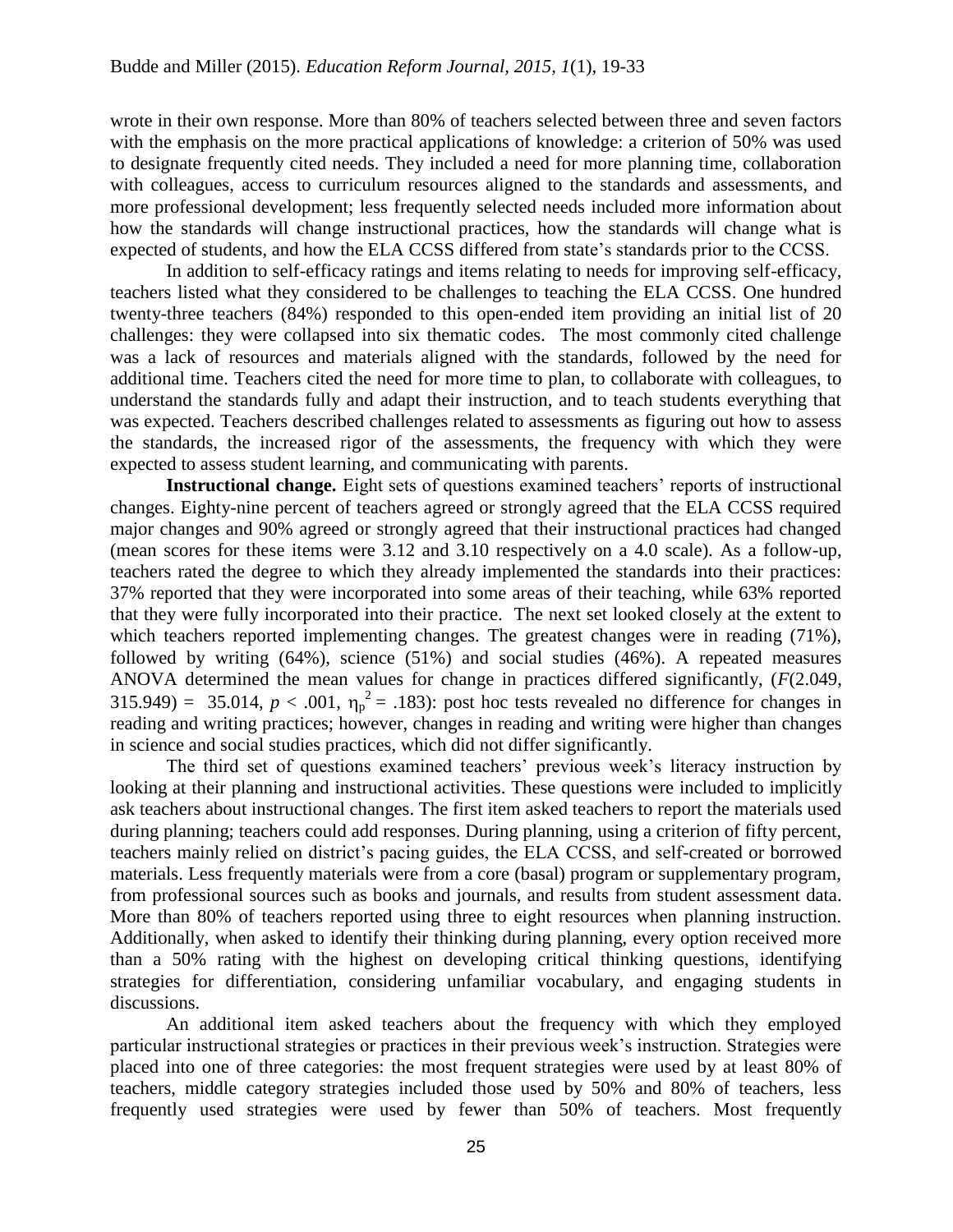wrote in their own response. More than 80% of teachers selected between three and seven factors with the emphasis on the more practical applications of knowledge: a criterion of 50% was used to designate frequently cited needs. They included a need for more planning time, collaboration with colleagues, access to curriculum resources aligned to the standards and assessments, and more professional development; less frequently selected needs included more information about how the standards will change instructional practices, how the standards will change what is expected of students, and how the ELA CCSS differed from state's standards prior to the CCSS.

In addition to self-efficacy ratings and items relating to needs for improving self-efficacy, teachers listed what they considered to be challenges to teaching the ELA CCSS. One hundred twenty-three teachers (84%) responded to this open-ended item providing an initial list of 20 challenges: they were collapsed into six thematic codes. The most commonly cited challenge was a lack of resources and materials aligned with the standards, followed by the need for additional time. Teachers cited the need for more time to plan, to collaborate with colleagues, to understand the standards fully and adapt their instruction, and to teach students everything that was expected. Teachers described challenges related to assessments as figuring out how to assess the standards, the increased rigor of the assessments, the frequency with which they were expected to assess student learning, and communicating with parents.

**Instructional change.** Eight sets of questions examined teachers' reports of instructional changes. Eighty-nine percent of teachers agreed or strongly agreed that the ELA CCSS required major changes and 90% agreed or strongly agreed that their instructional practices had changed (mean scores for these items were 3.12 and 3.10 respectively on a 4.0 scale). As a follow-up, teachers rated the degree to which they already implemented the standards into their practices: 37% reported that they were incorporated into some areas of their teaching, while 63% reported that they were fully incorporated into their practice. The next set looked closely at the extent to which teachers reported implementing changes. The greatest changes were in reading (71%), followed by writing (64%), science (51%) and social studies (46%). A repeated measures ANOVA determined the mean values for change in practices differed significantly, ($F(2.049, 315.949) = 35.014$, $p < .001$, $\eta_p^2 = .183$): post hoc tests revealed no difference for changes in reading and writing practices; however, changes in reading and writing were higher than changes in science and social studies practices, which did not differ significantly.

The third set of questions examined teachers' previous week's literacy instruction by looking at their planning and instructional activities. These questions were included to implicitly ask teachers about instructional changes. The first item asked teachers to report the materials used during planning; teachers could add responses. During planning, using a criterion of fifty percent, teachers mainly relied on district's pacing guides, the ELA CCSS, and self-created or borrowed materials. Less frequently materials were from a core (basal) program or supplementary program, from professional sources such as books and journals, and results from student assessment data. More than 80% of teachers reported using three to eight resources when planning instruction. Additionally, when asked to identify their thinking during planning, every option received more than a 50% rating with the highest on developing critical thinking questions, identifying strategies for differentiation, considering unfamiliar vocabulary, and engaging students in discussions.

An additional item asked teachers about the frequency with which they employed particular instructional strategies or practices in their previous week's instruction. Strategies were placed into one of three categories: the most frequent strategies were used by at least 80% of teachers, middle category strategies included those used by 50% and 80% of teachers, less frequently used strategies were used by fewer than 50% of teachers. Most frequently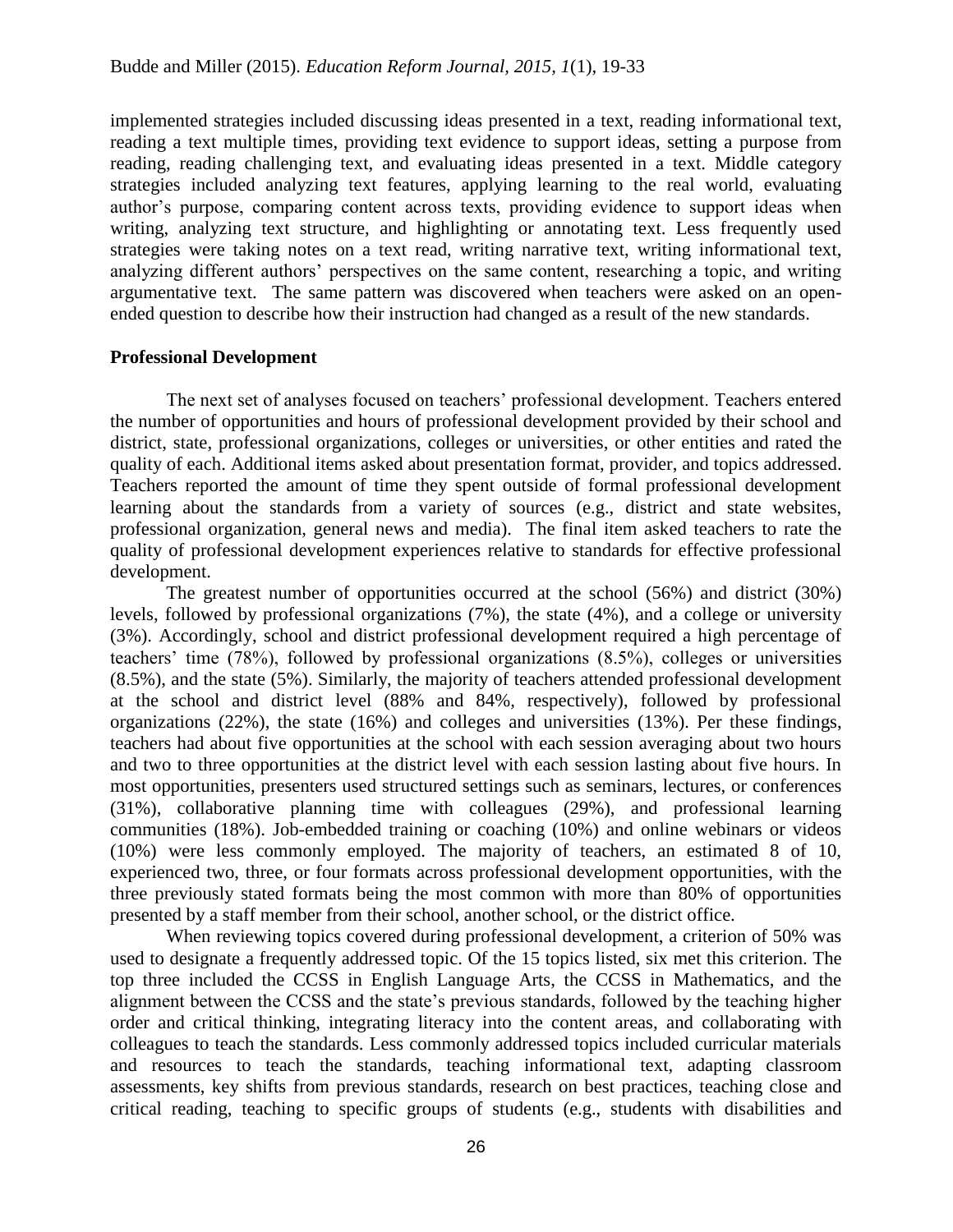implemented strategies included discussing ideas presented in a text, reading informational text, reading a text multiple times, providing text evidence to support ideas, setting a purpose from reading, reading challenging text, and evaluating ideas presented in a text. Middle category strategies included analyzing text features, applying learning to the real world, evaluating author's purpose, comparing content across texts, providing evidence to support ideas when writing, analyzing text structure, and highlighting or annotating text. Less frequently used strategies were taking notes on a text read, writing narrative text, writing informational text, analyzing different authors' perspectives on the same content, researching a topic, and writing argumentative text. The same pattern was discovered when teachers were asked on an open-ended question to describe how their instruction had changed as a result of the new standards.

## Professional Development

The next set of analyses focused on teachers' professional development. Teachers entered the number of opportunities and hours of professional development provided by their school and district, state, professional organizations, colleges or universities, or other entities and rated the quality of each. Additional items asked about presentation format, provider, and topics addressed. Teachers reported the amount of time they spent outside of formal professional development learning about the standards from a variety of sources (e.g., district and state websites, professional organization, general news and media). The final item asked teachers to rate the quality of professional development experiences relative to standards for effective professional development.

The greatest number of opportunities occurred at the school (56%) and district (30%) levels, followed by professional organizations (7%), the state (4%), and a college or university (3%). Accordingly, school and district professional development required a high percentage of teachers' time (78%), followed by professional organizations (8.5%), colleges or universities (8.5%), and the state (5%). Similarly, the majority of teachers attended professional development at the school and district level (88% and 84%, respectively), followed by professional organizations (22%), the state (16%) and colleges and universities (13%). Per these findings, teachers had about five opportunities at the school with each session averaging about two hours and two to three opportunities at the district level with each session lasting about five hours. In most opportunities, presenters used structured settings such as seminars, lectures, or conferences (31%), collaborative planning time with colleagues (29%), and professional learning communities (18%). Job-embedded training or coaching (10%) and online webinars or videos (10%) were less commonly employed. The majority of teachers, an estimated 8 of 10, experienced two, three, or four formats across professional development opportunities, with the three previously stated formats being the most common with more than 80% of opportunities presented by a staff member from their school, another school, or the district office.

When reviewing topics covered during professional development, a criterion of 50% was used to designate a frequently addressed topic. Of the 15 topics listed, six met this criterion. The top three included the CCSS in English Language Arts, the CCSS in Mathematics, and the alignment between the CCSS and the state's previous standards, followed by the teaching higher order and critical thinking, integrating literacy into the content areas, and collaborating with colleagues to teach the standards. Less commonly addressed topics included curricular materials and resources to teach the standards, teaching informational text, adapting classroom assessments, key shifts from previous standards, research on best practices, teaching close and critical reading, teaching to specific groups of students (e.g., students with disabilities and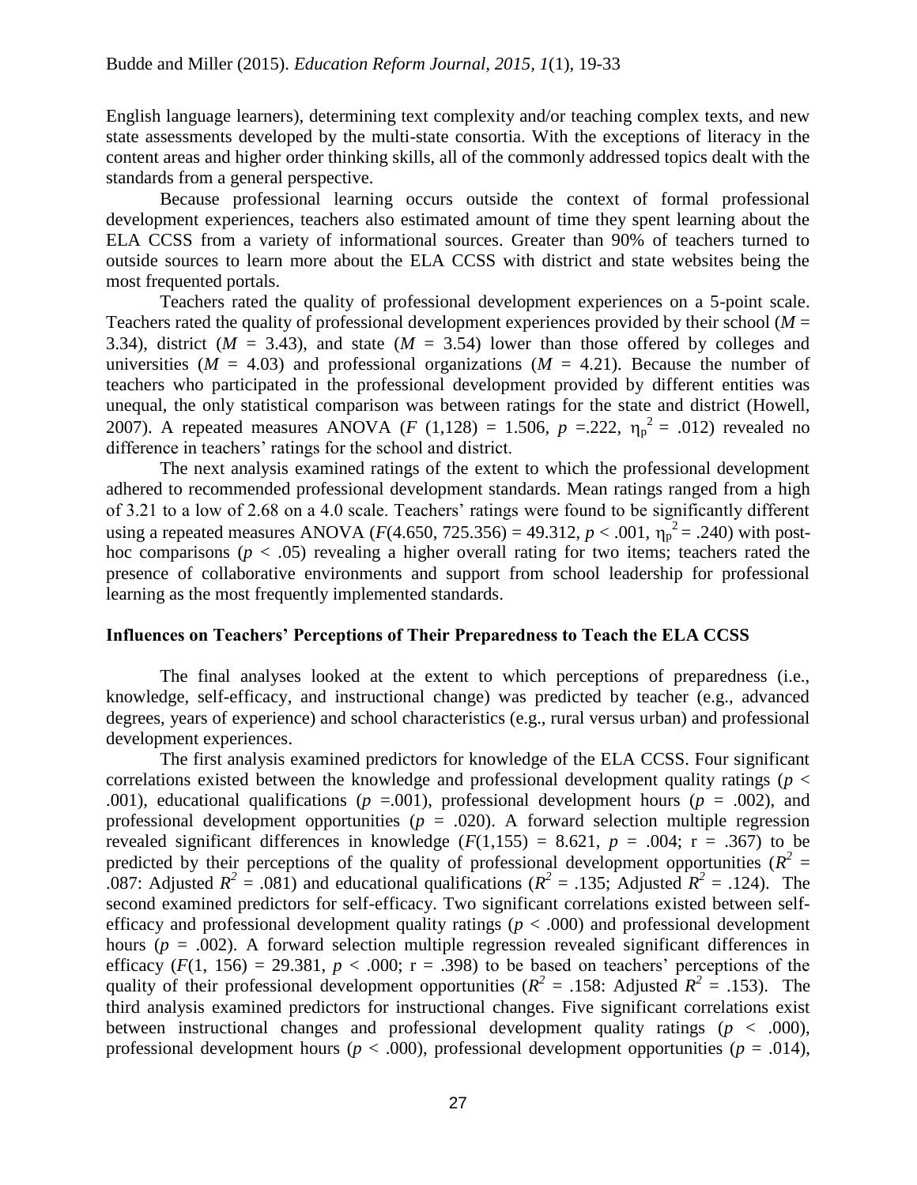English language learners), determining text complexity and/or teaching complex texts, and new state assessments developed by the multi-state consortia. With the exceptions of literacy in the content areas and higher order thinking skills, all of the commonly addressed topics dealt with the standards from a general perspective.

Because professional learning occurs outside the context of formal professional development experiences, teachers also estimated amount of time they spent learning about the ELA CCSS from a variety of informational sources. Greater than 90% of teachers turned to outside sources to learn more about the ELA CCSS with district and state websites being the most frequented portals.

Teachers rated the quality of professional development experiences on a 5-point scale. Teachers rated the quality of professional development experiences provided by their school ($M$ = 3.34), district ($M$ = 3.43), and state ($M$ = 3.54) lower than those offered by colleges and universities ($M$ = 4.03) and professional organizations ($M$ = 4.21). Because the number of teachers who participated in the professional development provided by different entities was unequal, the only statistical comparison was between ratings for the state and district (Howell, 2007). A repeated measures ANOVA ($F$ (1,128) = 1.506, $p$ =.222, $\eta_p^2$ = .012) revealed no difference in teachers' ratings for the school and district.

The next analysis examined ratings of the extent to which the professional development adhered to recommended professional development standards. Mean ratings ranged from a high of 3.21 to a low of 2.68 on a 4.0 scale. Teachers' ratings were found to be significantly different using a repeated measures ANOVA ($F$(4.650, 725.356) = 49.312, $p$ < .001, $\eta_p^2$ = .240) with post-hoc comparisons ($p$ < .05) revealing a higher overall rating for two items; teachers rated the presence of collaborative environments and support from school leadership for professional learning as the most frequently implemented standards.

**Influences on Teachers' Perceptions of Their Preparedness to Teach the ELA CCSS**

The final analyses looked at the extent to which perceptions of preparedness (i.e., knowledge, self-efficacy, and instructional change) was predicted by teacher (e.g., advanced degrees, years of experience) and school characteristics (e.g., rural versus urban) and professional development experiences.

The first analysis examined predictors for knowledge of the ELA CCSS. Four significant correlations existed between the knowledge and professional development quality ratings ($p$ < .001), educational qualifications ($p$ =.001), professional development hours ($p$ = .002), and professional development opportunities ($p$ = .020). A forward selection multiple regression revealed significant differences in knowledge ($F$(1,155) = 8.621, $p$ = .004; r = .367) to be predicted by their perceptions of the quality of professional development opportunities ($R^2$ = .087: Adjusted $R^2$ = .081) and educational qualifications ($R^2$ = .135; Adjusted $R^2$ = .124). The second examined predictors for self-efficacy. Two significant correlations existed between self-efficacy and professional development quality ratings ($p$ < .000) and professional development hours ($p$ = .002). A forward selection multiple regression revealed significant differences in efficacy ($F$(1, 156) = 29.381, $p$ < .000; r = .398) to be based on teachers' perceptions of the quality of their professional development opportunities ($R^2$ = .158: Adjusted $R^2$ = .153). The third analysis examined predictors for instructional changes. Five significant correlations exist between instructional changes and professional development quality ratings ($p$ < .000), professional development hours ($p$ < .000), professional development opportunities ($p$ = .014),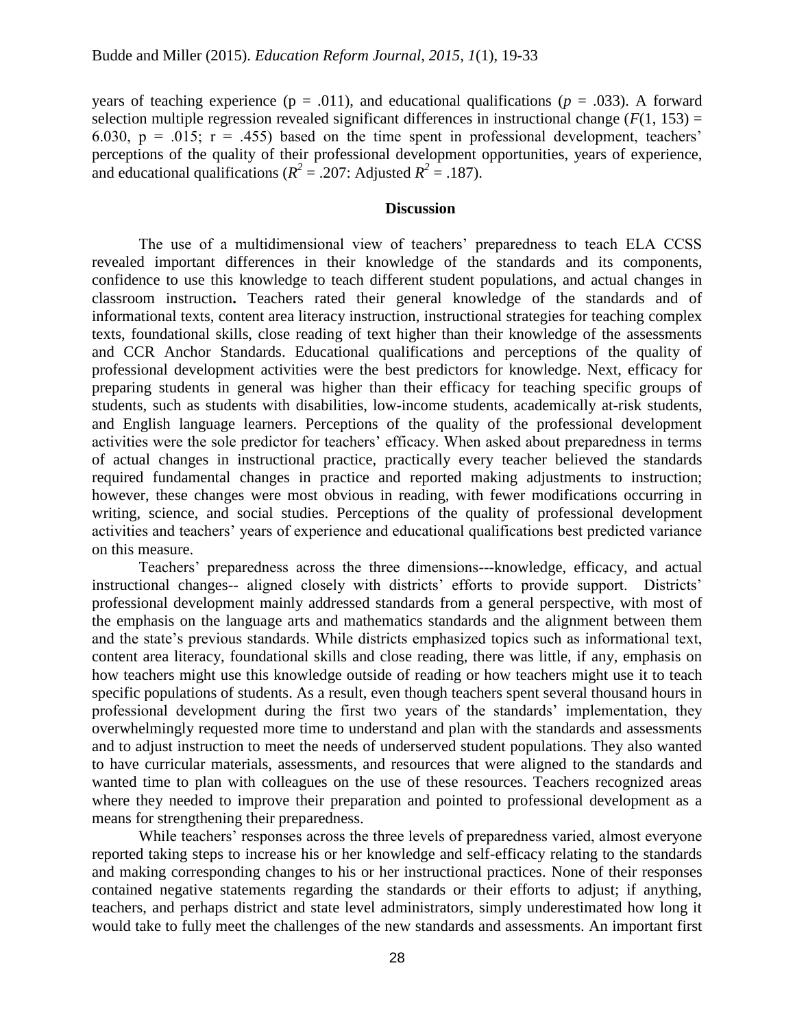years of teaching experience ($p = .011$), and educational qualifications ($p = .033$). A forward selection multiple regression revealed significant differences in instructional change ($F(1, 153) = 6.030$, $p = .015$; $r = .455$) based on the time spent in professional development, teachers' perceptions of the quality of their professional development opportunities, years of experience, and educational qualifications ($R^2 = .207$: Adjusted $R^2 = .187$).

## Discussion

The use of a multidimensional view of teachers' preparedness to teach ELA CCSS revealed important differences in their knowledge of the standards and its components, confidence to use this knowledge to teach different student populations, and actual changes in classroom instruction**.** Teachers rated their general knowledge of the standards and of informational texts, content area literacy instruction, instructional strategies for teaching complex texts, foundational skills, close reading of text higher than their knowledge of the assessments and CCR Anchor Standards. Educational qualifications and perceptions of the quality of professional development activities were the best predictors for knowledge. Next, efficacy for preparing students in general was higher than their efficacy for teaching specific groups of students, such as students with disabilities, low-income students, academically at-risk students, and English language learners. Perceptions of the quality of the professional development activities were the sole predictor for teachers' efficacy. When asked about preparedness in terms of actual changes in instructional practice, practically every teacher believed the standards required fundamental changes in practice and reported making adjustments to instruction; however, these changes were most obvious in reading, with fewer modifications occurring in writing, science, and social studies. Perceptions of the quality of professional development activities and teachers' years of experience and educational qualifications best predicted variance on this measure.

Teachers' preparedness across the three dimensions---knowledge, efficacy, and actual instructional changes-- aligned closely with districts' efforts to provide support. Districts' professional development mainly addressed standards from a general perspective, with most of the emphasis on the language arts and mathematics standards and the alignment between them and the state's previous standards. While districts emphasized topics such as informational text, content area literacy, foundational skills and close reading, there was little, if any, emphasis on how teachers might use this knowledge outside of reading or how teachers might use it to teach specific populations of students. As a result, even though teachers spent several thousand hours in professional development during the first two years of the standards' implementation, they overwhelmingly requested more time to understand and plan with the standards and assessments and to adjust instruction to meet the needs of underserved student populations. They also wanted to have curricular materials, assessments, and resources that were aligned to the standards and wanted time to plan with colleagues on the use of these resources. Teachers recognized areas where they needed to improve their preparation and pointed to professional development as a means for strengthening their preparedness.

While teachers' responses across the three levels of preparedness varied, almost everyone reported taking steps to increase his or her knowledge and self-efficacy relating to the standards and making corresponding changes to his or her instructional practices. None of their responses contained negative statements regarding the standards or their efforts to adjust; if anything, teachers, and perhaps district and state level administrators, simply underestimated how long it would take to fully meet the challenges of the new standards and assessments. An important first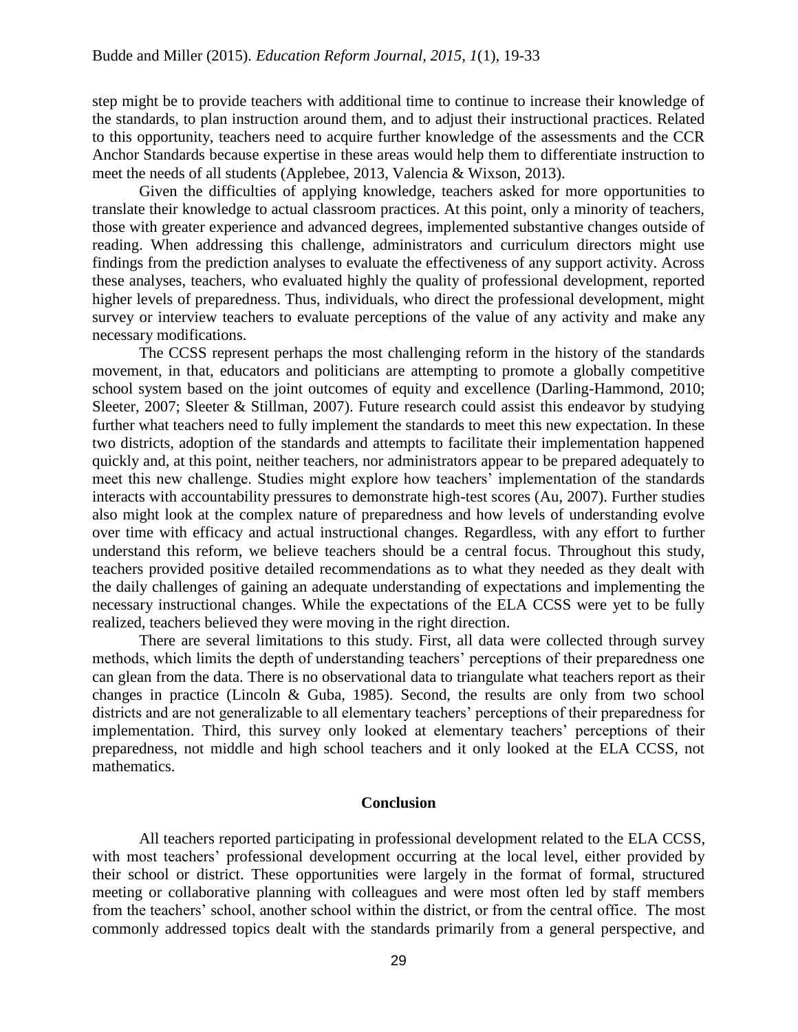step might be to provide teachers with additional time to continue to increase their knowledge of the standards, to plan instruction around them, and to adjust their instructional practices. Related to this opportunity, teachers need to acquire further knowledge of the assessments and the CCR Anchor Standards because expertise in these areas would help them to differentiate instruction to meet the needs of all students (Applebee, 2013, Valencia & Wixson, 2013).

Given the difficulties of applying knowledge, teachers asked for more opportunities to translate their knowledge to actual classroom practices. At this point, only a minority of teachers, those with greater experience and advanced degrees, implemented substantive changes outside of reading. When addressing this challenge, administrators and curriculum directors might use findings from the prediction analyses to evaluate the effectiveness of any support activity. Across these analyses, teachers, who evaluated highly the quality of professional development, reported higher levels of preparedness. Thus, individuals, who direct the professional development, might survey or interview teachers to evaluate perceptions of the value of any activity and make any necessary modifications.

The CCSS represent perhaps the most challenging reform in the history of the standards movement, in that, educators and politicians are attempting to promote a globally competitive school system based on the joint outcomes of equity and excellence (Darling-Hammond, 2010; Sleeter, 2007; Sleeter & Stillman, 2007). Future research could assist this endeavor by studying further what teachers need to fully implement the standards to meet this new expectation. In these two districts, adoption of the standards and attempts to facilitate their implementation happened quickly and, at this point, neither teachers, nor administrators appear to be prepared adequately to meet this new challenge. Studies might explore how teachers' implementation of the standards interacts with accountability pressures to demonstrate high-test scores (Au, 2007). Further studies also might look at the complex nature of preparedness and how levels of understanding evolve over time with efficacy and actual instructional changes. Regardless, with any effort to further understand this reform, we believe teachers should be a central focus. Throughout this study, teachers provided positive detailed recommendations as to what they needed as they dealt with the daily challenges of gaining an adequate understanding of expectations and implementing the necessary instructional changes. While the expectations of the ELA CCSS were yet to be fully realized, teachers believed they were moving in the right direction.

There are several limitations to this study. First, all data were collected through survey methods, which limits the depth of understanding teachers' perceptions of their preparedness one can glean from the data. There is no observational data to triangulate what teachers report as their changes in practice (Lincoln & Guba, 1985). Second, the results are only from two school districts and are not generalizable to all elementary teachers' perceptions of their preparedness for implementation. Third, this survey only looked at elementary teachers' perceptions of their preparedness, not middle and high school teachers and it only looked at the ELA CCSS, not mathematics.

## Conclusion

All teachers reported participating in professional development related to the ELA CCSS, with most teachers' professional development occurring at the local level, either provided by their school or district. These opportunities were largely in the format of formal, structured meeting or collaborative planning with colleagues and were most often led by staff members from the teachers' school, another school within the district, or from the central office. The most commonly addressed topics dealt with the standards primarily from a general perspective, and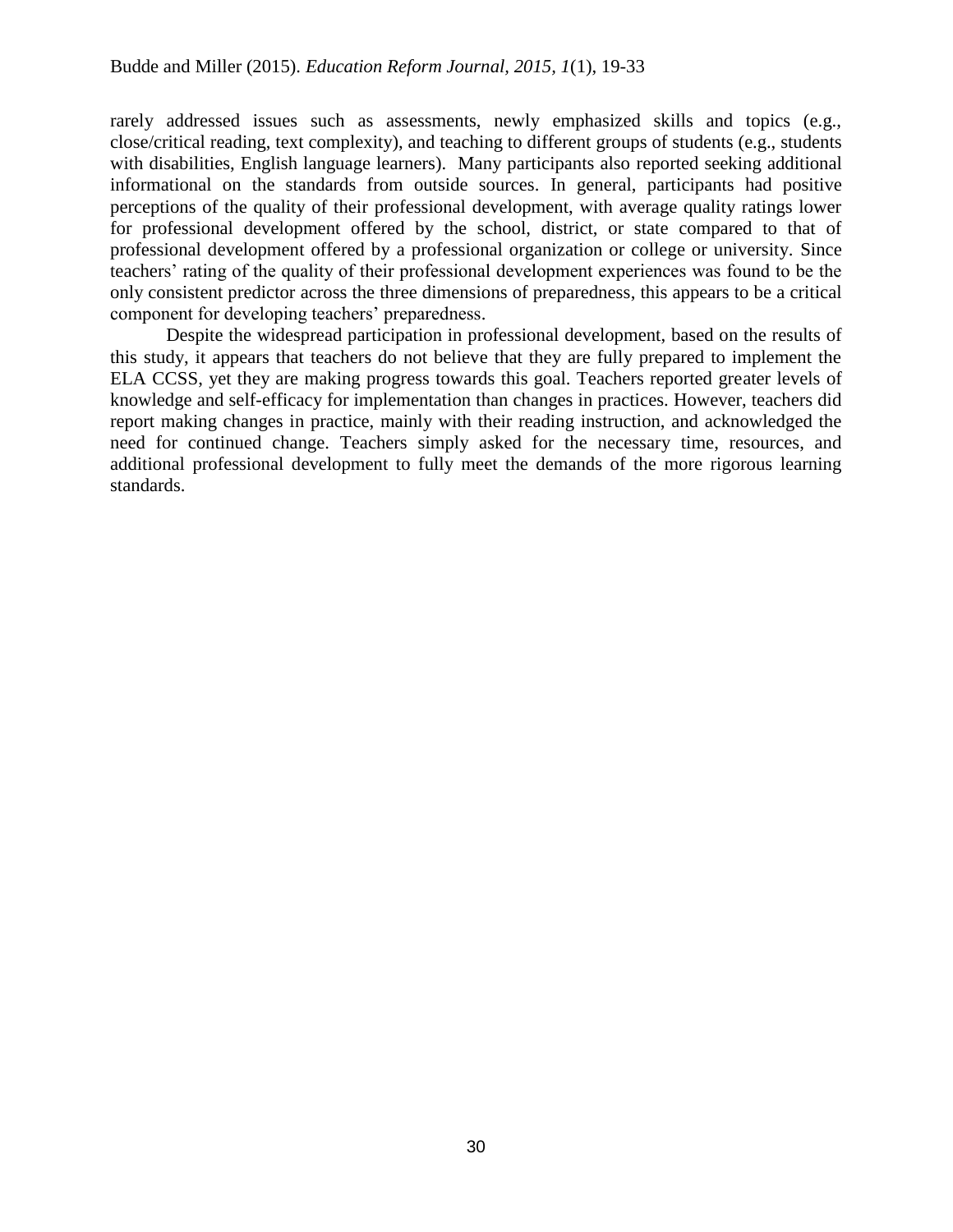rarely addressed issues such as assessments, newly emphasized skills and topics (e.g., close/critical reading, text complexity), and teaching to different groups of students (e.g., students with disabilities, English language learners). Many participants also reported seeking additional informational on the standards from outside sources. In general, participants had positive perceptions of the quality of their professional development, with average quality ratings lower for professional development offered by the school, district, or state compared to that of professional development offered by a professional organization or college or university. Since teachers' rating of the quality of their professional development experiences was found to be the only consistent predictor across the three dimensions of preparedness, this appears to be a critical component for developing teachers' preparedness.

Despite the widespread participation in professional development, based on the results of this study, it appears that teachers do not believe that they are fully prepared to implement the ELA CCSS, yet they are making progress towards this goal. Teachers reported greater levels of knowledge and self-efficacy for implementation than changes in practices. However, teachers did report making changes in practice, mainly with their reading instruction, and acknowledged the need for continued change. Teachers simply asked for the necessary time, resources, and additional professional development to fully meet the demands of the more rigorous learning standards.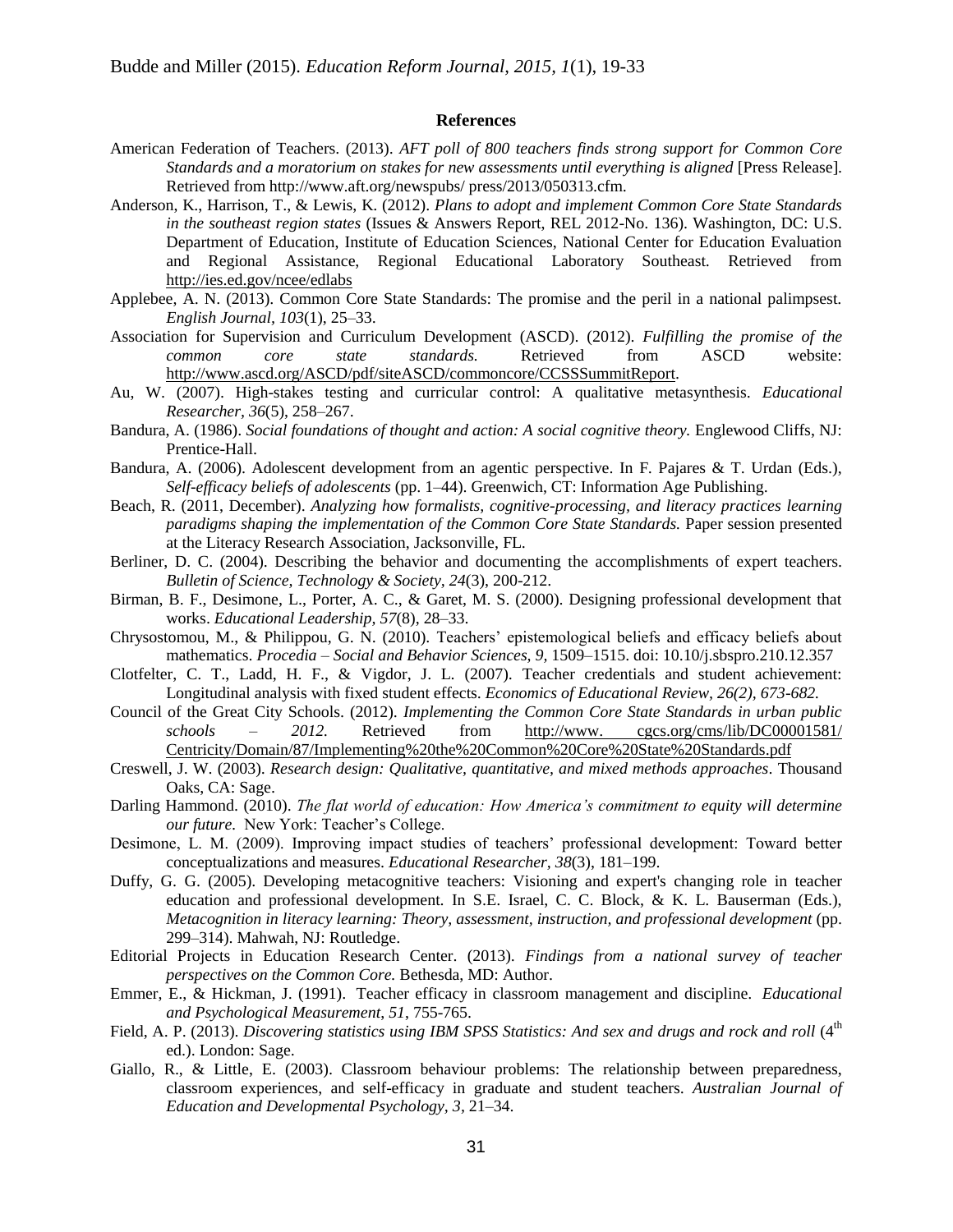## References

American Federation of Teachers. (2013). *AFT poll of 800 teachers finds strong support for Common Core Standards and a moratorium on stakes for new assessments until everything is aligned* [Press Release]. Retrieved from http://www.aft.org/newspubs/ press/2013/050313.cfm.

Anderson, K., Harrison, T., & Lewis, K. (2012). *Plans to adopt and implement Common Core State Standards in the southeast region states* (Issues & Answers Report, REL 2012-No. 136). Washington, DC: U.S. Department of Education, Institute of Education Sciences, National Center for Education Evaluation and Regional Assistance, Regional Educational Laboratory Southeast. Retrieved from http://ies.ed.gov/ncee/edlabs

Applebee, A. N. (2013). Common Core State Standards: The promise and the peril in a national palimpsest. *English Journal, 103*(1), 25–33.

Association for Supervision and Curriculum Development (ASCD). (2012). *Fulfilling the promise of the common core state standards.* Retrieved from ASCD website: http://www.ascd.org/ASCD/pdf/siteASCD/commoncore/CCSSSummitReport.

Au, W. (2007). High-stakes testing and curricular control: A qualitative metasynthesis. *Educational Researcher, 36*(5), 258–267.

Bandura, A. (1986). *Social foundations of thought and action: A social cognitive theory.* Englewood Cliffs, NJ: Prentice-Hall.

Bandura, A. (2006). Adolescent development from an agentic perspective. In F. Pajares & T. Urdan (Eds.), *Self-efficacy beliefs of adolescents* (pp. 1–44). Greenwich, CT: Information Age Publishing.

Beach, R. (2011, December). *Analyzing how formalists, cognitive-processing, and literacy practices learning paradigms shaping the implementation of the Common Core State Standards.* Paper session presented at the Literacy Research Association, Jacksonville, FL.

Berliner, D. C. (2004). Describing the behavior and documenting the accomplishments of expert teachers. *Bulletin of Science, Technology & Society, 24*(3), 200-212.

Birman, B. F., Desimone, L., Porter, A. C., & Garet, M. S. (2000). Designing professional development that works. *Educational Leadership, 57*(8), 28–33.

Chrysostomou, M., & Philippou, G. N. (2010). Teachers' epistemological beliefs and efficacy beliefs about mathematics. *Procedia – Social and Behavior Sciences, 9,* 1509–1515. doi: 10.10/j.sbspro.210.12.357

Clotfelter, C. T., Ladd, H. F., & Vigdor, J. L. (2007). Teacher credentials and student achievement: Longitudinal analysis with fixed student effects. *Economics of Educational Review, 26(2), 673-682.*

Council of the Great City Schools. (2012). *Implementing the Common Core State Standards in urban public schools – 2012.* Retrieved from http://www. cgcs.org/cms/lib/DC00001581/ Centricity/Domain/87/Implementing%20the%20Common%20Core%20State%20Standards.pdf

Creswell, J. W. (2003). *Research design: Qualitative, quantitative, and mixed methods approaches*. Thousand Oaks, CA: Sage.

Darling Hammond. (2010). *The flat world of education: How America's commitment to equity will determine our future.* New York: Teacher's College.

Desimone, L. M. (2009). Improving impact studies of teachers' professional development: Toward better conceptualizations and measures. *Educational Researcher, 38*(3), 181–199.

Duffy, G. G. (2005). Developing metacognitive teachers: Visioning and expert's changing role in teacher education and professional development. In S.E. Israel, C. C. Block, & K. L. Bauserman (Eds.), *Metacognition in literacy learning: Theory, assessment, instruction, and professional development* (pp. 299–314). Mahwah, NJ: Routledge.

Editorial Projects in Education Research Center. (2013). *Findings from a national survey of teacher perspectives on the Common Core.* Bethesda, MD: Author.

Emmer, E., & Hickman, J. (1991). Teacher efficacy in classroom management and discipline. *Educational and Psychological Measurement, 51*, 755-765.

Field, A. P. (2013). *Discovering statistics using IBM SPSS Statistics: And sex and drugs and rock and roll* (4th ed.). London: Sage.

Giallo, R., & Little, E. (2003). Classroom behaviour problems: The relationship between preparedness, classroom experiences, and self-efficacy in graduate and student teachers. *Australian Journal of Education and Developmental Psychology, 3*, 21–34.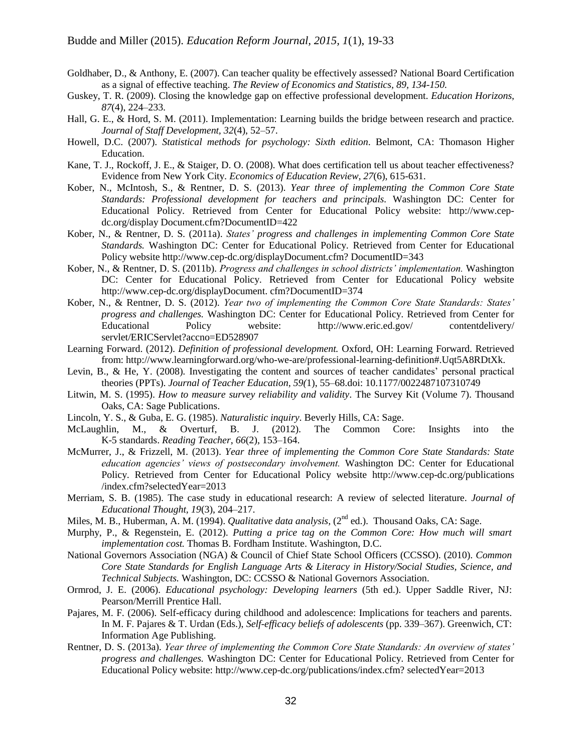Goldhaber, D., & Anthony, E. (2007). Can teacher quality be effectively assessed? National Board Certification as a signal of effective teaching. *The Review of Economics and Statistics, 89, 134-150.*

Guskey, T. R. (2009). Closing the knowledge gap on effective professional development. *Education Horizons, 87*(4), 224–233.

Hall, G. E., & Hord, S. M. (2011). Implementation: Learning builds the bridge between research and practice. *Journal of Staff Development, 32*(4), 52–57.

Howell, D.C. (2007). *Statistical methods for psychology: Sixth edition*. Belmont, CA: Thomason Higher Education.

Kane, T. J., Rockoff, J. E., & Staiger, D. O. (2008). What does certification tell us about teacher effectiveness? Evidence from New York City. *Economics of Education Review, 27*(6), 615-631.

Kober, N., McIntosh, S., & Rentner, D. S. (2013). *Year three of implementing the Common Core State Standards: Professional development for teachers and principals.* Washington DC: Center for Educational Policy. Retrieved from Center for Educational Policy website: http://www.cep-dc.org/display Document.cfm?DocumentID=422

Kober, N., & Rentner, D. S. (2011a). *States' progress and challenges in implementing Common Core State Standards.* Washington DC: Center for Educational Policy. Retrieved from Center for Educational Policy website http://www.cep-dc.org/displayDocument.cfm? DocumentID=343

Kober, N., & Rentner, D. S. (2011b). *Progress and challenges in school districts' implementation.* Washington DC: Center for Educational Policy. Retrieved from Center for Educational Policy website http://www.cep-dc.org/displayDocument. cfm?DocumentID=374

Kober, N., & Rentner, D. S. (2012). *Year two of implementing the Common Core State Standards: States' progress and challenges.* Washington DC: Center for Educational Policy. Retrieved from Center for Educational Policy website: http://www.eric.ed.gov/ contentdelivery/ servlet/ERICServlet?accno=ED528907

Learning Forward. (2012). *Definition of professional development.* Oxford, OH: Learning Forward. Retrieved from: http://www.learningforward.org/who-we-are/professional-learning-definition#.Uqt5A8RDtXk.

Levin, B., & He, Y. (2008). Investigating the content and sources of teacher candidates' personal practical theories (PPTs). *Journal of Teacher Education, 59(*1), 55–68.doi: 10.1177/0022487107310749

Litwin, M. S. (1995). *How to measure survey reliability and validity*. The Survey Kit (Volume 7). Thousand Oaks, CA: Sage Publications.

Lincoln, Y. S., & Guba, E. G. (1985). *Naturalistic inquiry*. Beverly Hills, CA: Sage.

McLaughlin, M., & Overturf, B. J. (2012). The Common Core: Insights into the K-5 standards. *Reading Teacher, 66*(2), 153–164.

McMurrer, J., & Frizzell, M. (2013). *Year three of implementing the Common Core State Standards: State education agencies' views of postsecondary involvement.* Washington DC: Center for Educational Policy. Retrieved from Center for Educational Policy website http://www.cep-dc.org/publications /index.cfm?selectedYear=2013

Merriam, S. B. (1985). The case study in educational research: A review of selected literature. *Journal of Educational Thought, 19*(3), 204–217.

Miles, M. B., Huberman, A. M. (1994). *Qualitative data analysis,* (2nd ed.). Thousand Oaks, CA: Sage.

Murphy, P., & Regenstein, E. (2012). *Putting a price tag on the Common Core: How much will smart implementation cost.* Thomas B. Fordham Institute. Washington, D.C.

National Governors Association (NGA) & Council of Chief State School Officers (CCSSO). (2010). *Common Core State Standards for English Language Arts & Literacy in History/Social Studies, Science, and Technical Subjects.* Washington, DC: CCSSO & National Governors Association.

Ormrod, J. E. (2006). *Educational psychology: Developing learners* (5th ed.). Upper Saddle River, NJ: Pearson/Merrill Prentice Hall.

Pajares, M. F. (2006). Self-efficacy during childhood and adolescence: Implications for teachers and parents. In M. F. Pajares & T. Urdan (Eds.), *Self-efficacy beliefs of adolescents* (pp. 339–367). Greenwich, CT: Information Age Publishing.

Rentner, D. S. (2013a). *Year three of implementing the Common Core State Standards: An overview of states' progress and challenges.* Washington DC: Center for Educational Policy. Retrieved from Center for Educational Policy website: http://www.cep-dc.org/publications/index.cfm? selectedYear=2013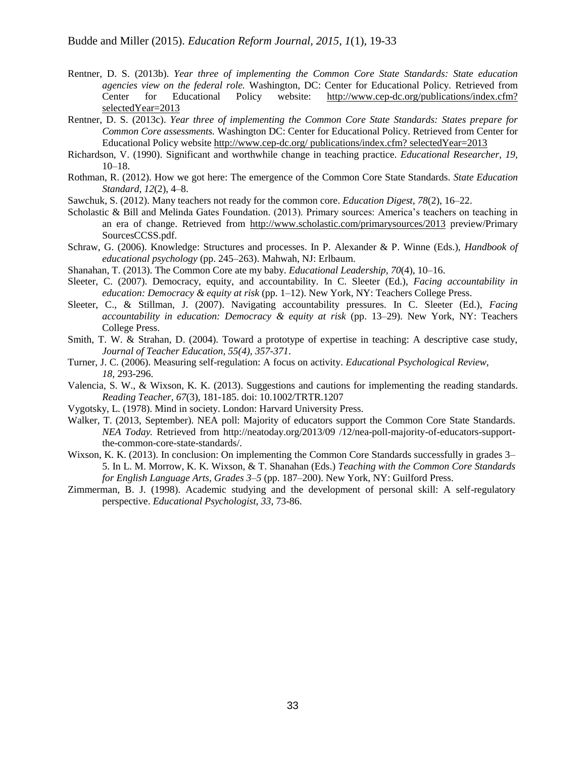Rentner, D. S. (2013b). *Year three of implementing the Common Core State Standards: State education agencies view on the federal role.* Washington, DC: Center for Educational Policy. Retrieved from Center for Educational Policy website: http://www.cep-dc.org/publications/index.cfm?selectedYear=2013

Rentner, D. S. (2013c). *Year three of implementing the Common Core State Standards: States prepare for Common Core assessments.* Washington DC: Center for Educational Policy. Retrieved from Center for Educational Policy website http://www.cep-dc.org/ publications/index.cfm? selectedYear=2013

Richardson, V. (1990). Significant and worthwhile change in teaching practice. *Educational Researcher, 19*, 10–18.

Rothman, R. (2012). How we got here: The emergence of the Common Core State Standards. *State Education Standard, 12*(2), 4–8.

Sawchuk, S. (2012). Many teachers not ready for the common core. *Education Digest, 78*(2), 16–22.

Scholastic & Bill and Melinda Gates Foundation. (2013). Primary sources: America's teachers on teaching in an era of change. Retrieved from http://www.scholastic.com/primarysources/2013 preview/Primary SourcesCCSS.pdf.

Schraw, G. (2006). Knowledge: Structures and processes. In P. Alexander & P. Winne (Eds.), *Handbook of educational psychology* (pp. 245–263). Mahwah, NJ: Erlbaum.

Shanahan, T. (2013). The Common Core ate my baby. *Educational Leadership, 70*(4), 10–16.

Sleeter, C. (2007). Democracy, equity, and accountability. In C. Sleeter (Ed.), *Facing accountability in education: Democracy & equity at risk* (pp. 1–12). New York, NY: Teachers College Press.

Sleeter, C., & Stillman, J. (2007). Navigating accountability pressures. In C. Sleeter (Ed.), *Facing accountability in education: Democracy & equity at risk* (pp. 13–29). New York, NY: Teachers College Press.

Smith, T. W. & Strahan, D. (2004). Toward a prototype of expertise in teaching: A descriptive case study, *Journal of Teacher Education, 55(4), 357-371*.

Turner, J. C. (2006). Measuring self-regulation: A focus on activity. *Educational Psychological Review, 18,* 293-296.

Valencia, S. W., & Wixson, K. K. (2013). Suggestions and cautions for implementing the reading standards. *Reading Teacher, 67*(3), 181-185. doi: 10.1002/TRTR.1207

Vygotsky, L. (1978). Mind in society. London: Harvard University Press.

Walker, T. (2013, September). NEA poll: Majority of educators support the Common Core State Standards. *NEA Today.* Retrieved from http://neatoday.org/2013/09 /12/nea-poll-majority-of-educators-support-the-common-core-state-standards/.

Wixson, K. K. (2013). In conclusion: On implementing the Common Core Standards successfully in grades 3–5. In L. M. Morrow, K. K. Wixson, & T. Shanahan (Eds.) *Teaching with the Common Core Standards for English Language Arts, Grades 3–5* (pp. 187–200). New York, NY: Guilford Press.

Zimmerman, B. J. (1998). Academic studying and the development of personal skill: A self-regulatory perspective. *Educational Psychologist, 33,* 73-86.